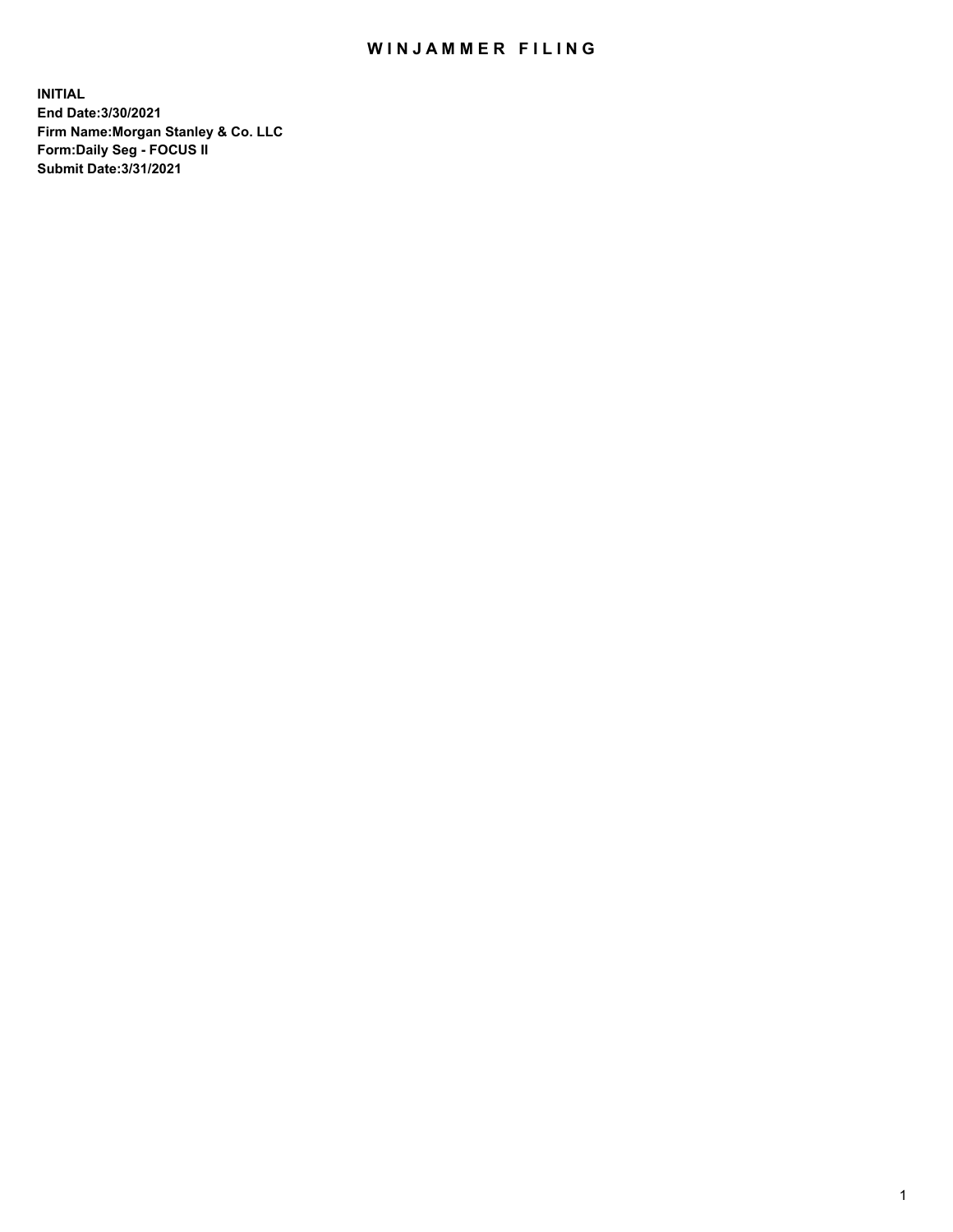# WINJAMMER FILING

**INITIAL**
**End Date:3/30/2021**
**Firm Name:Morgan Stanley & Co. LLC**
**Form:Daily Seg - FOCUS II**
**Submit Date:3/31/2021**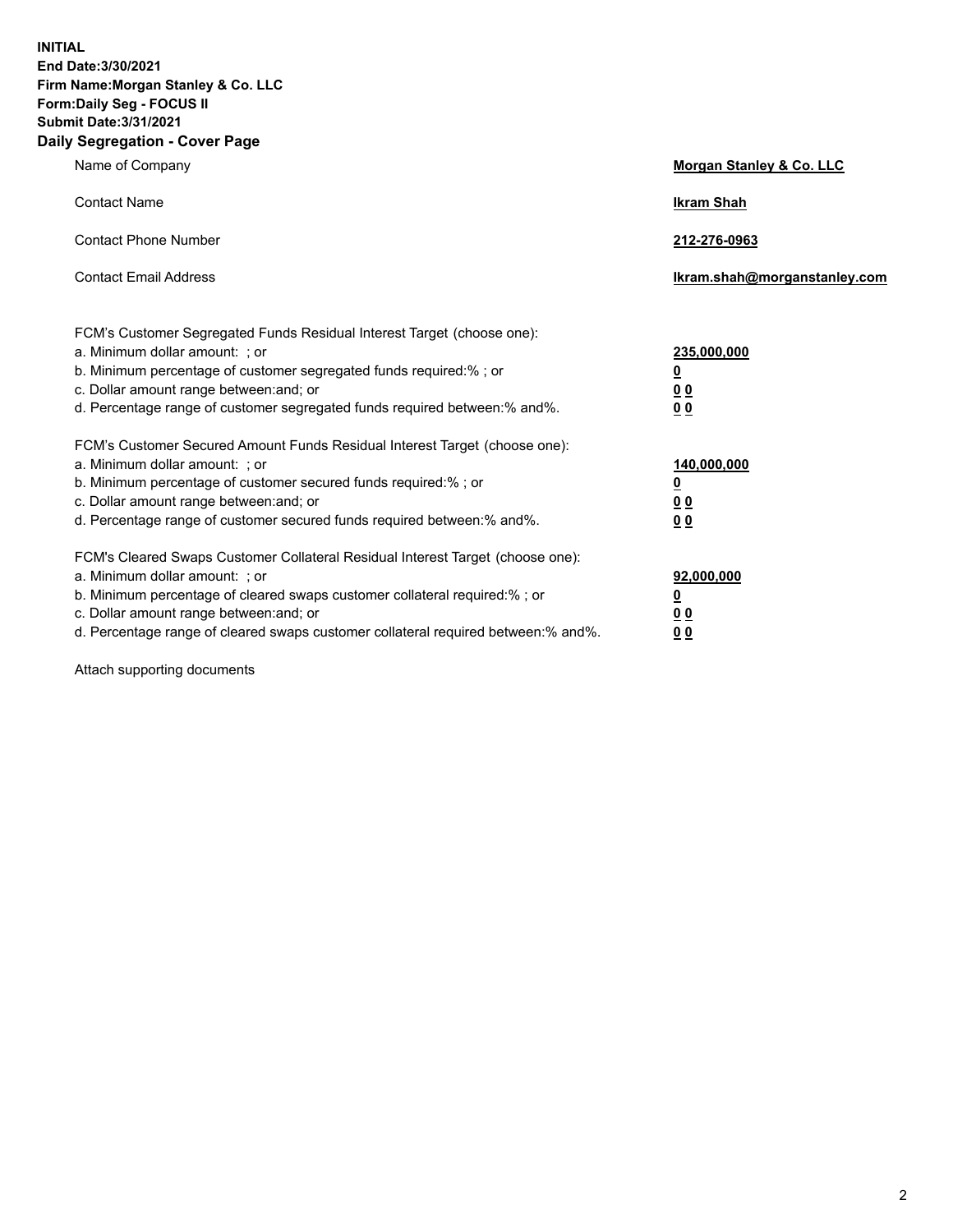**INITIAL**
**End Date:3/30/2021**
**Firm Name:Morgan Stanley & Co. LLC**
**Form:Daily Seg - FOCUS II**
**Submit Date:3/31/2021**

## Daily Segregation - Cover Page

| | |
|---|---|
| Name of Company | **Morgan Stanley & Co. LLC** |
| Contact Name | **Ikram Shah** |
| Contact Phone Number | **212-276-0963** |
| Contact Email Address | **Ikram.shah@morganstanley.com** |

| | |
|---|---|
| FCM's Customer Segregated Funds Residual Interest Target (choose one): | |
| a. Minimum dollar amount: ; or | **235,000,000** |
| b. Minimum percentage of customer segregated funds required:% ; or | **0** |
| c. Dollar amount range between:and; or | **0 0** |
| d. Percentage range of customer segregated funds required between:% and%. | **0 0** |
| FCM's Customer Secured Amount Funds Residual Interest Target (choose one): | |
| a. Minimum dollar amount: ; or | **140,000,000** |
| b. Minimum percentage of customer secured funds required:% ; or | **0** |
| c. Dollar amount range between:and; or | **0 0** |
| d. Percentage range of customer secured funds required between:% and%. | **0 0** |
| FCM's Cleared Swaps Customer Collateral Residual Interest Target (choose one): | |
| a. Minimum dollar amount: ; or | **92,000,000** |
| b. Minimum percentage of cleared swaps customer collateral required:% ; or | **0** |
| c. Dollar amount range between:and; or | **0 0** |
| d. Percentage range of cleared swaps customer collateral required between:% and%. | **0 0** |

Attach supporting documents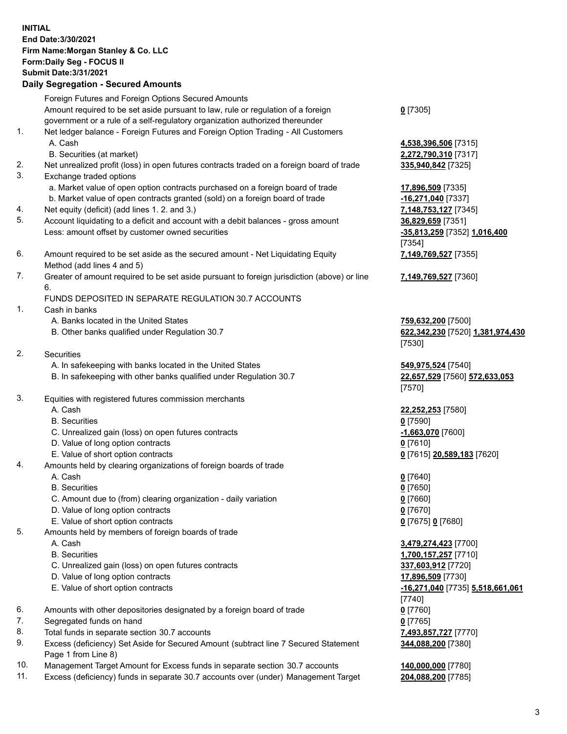**INITIAL**
**End Date:3/30/2021**
**Firm Name:Morgan Stanley & Co. LLC**
**Form:Daily Seg - FOCUS II**
**Submit Date:3/31/2021**

## Daily Segregation - Secured Amounts

| | | |
|---|---|---|
| | Foreign Futures and Foreign Options Secured Amounts | |
| | Amount required to be set aside pursuant to law, rule or regulation of a foreign government or a rule of a self-regulatory organization authorized thereunder | 0 [7305] |
| 1. | Net ledger balance - Foreign Futures and Foreign Option Trading - All Customers | |
| | A. Cash | 4,538,396,506 [7315] |
| | B. Securities (at market) | 2,272,790,310 [7317] |
| 2. | Net unrealized profit (loss) in open futures contracts traded on a foreign board of trade | 335,940,842 [7325] |
| 3. | Exchange traded options | |
| | a. Market value of open option contracts purchased on a foreign board of trade | 17,896,509 [7335] |
| | b. Market value of open contracts granted (sold) on a foreign board of trade | -16,271,040 [7337] |
| 4. | Net equity (deficit) (add lines 1. 2. and 3.) | 7,148,753,127 [7345] |
| 5. | Account liquidating to a deficit and account with a debit balances - gross amount | 36,829,659 [7351] |
| | Less: amount offset by customer owned securities | -35,813,259 [7352] 1,016,400 [7354] |
| 6. | Amount required to be set aside as the secured amount - Net Liquidating Equity Method (add lines 4 and 5) | 7,149,769,527 [7355] |
| 7. | Greater of amount required to be set aside pursuant to foreign jurisdiction (above) or line 6. | 7,149,769,527 [7360] |
| | FUNDS DEPOSITED IN SEPARATE REGULATION 30.7 ACCOUNTS | |
| 1. | Cash in banks | |
| | A. Banks located in the United States | 759,632,200 [7500] |
| | B. Other banks qualified under Regulation 30.7 | 622,342,230 [7520] 1,381,974,430 [7530] |
| 2. | Securities | |
| | A. In safekeeping with banks located in the United States | 549,975,524 [7540] |
| | B. In safekeeping with other banks qualified under Regulation 30.7 | 22,657,529 [7560] 572,633,053 [7570] |
| 3. | Equities with registered futures commission merchants | |
| | A. Cash | 22,252,253 [7580] |
| | B. Securities | 0 [7590] |
| | C. Unrealized gain (loss) on open futures contracts | -1,663,070 [7600] |
| | D. Value of long option contracts | 0 [7610] |
| | E. Value of short option contracts | 0 [7615] 20,589,183 [7620] |
| 4. | Amounts held by clearing organizations of foreign boards of trade | |
| | A. Cash | 0 [7640] |
| | B. Securities | 0 [7650] |
| | C. Amount due to (from) clearing organization - daily variation | 0 [7660] |
| | D. Value of long option contracts | 0 [7670] |
| | E. Value of short option contracts | 0 [7675] 0 [7680] |
| 5. | Amounts held by members of foreign boards of trade | |
| | A. Cash | 3,479,274,423 [7700] |
| | B. Securities | 1,700,157,257 [7710] |
| | C. Unrealized gain (loss) on open futures contracts | 337,603,912 [7720] |
| | D. Value of long option contracts | 17,896,509 [7730] |
| | E. Value of short option contracts | -16,271,040 [7735] 5,518,661,061 [7740] |
| 6. | Amounts with other depositories designated by a foreign board of trade | 0 [7760] |
| 7. | Segregated funds on hand | 0 [7765] |
| 8. | Total funds in separate section 30.7 accounts | 7,493,857,727 [7770] |
| 9. | Excess (deficiency) Set Aside for Secured Amount (subtract line 7 Secured Statement Page 1 from Line 8) | 344,088,200 [7380] |
| 10. | Management Target Amount for Excess funds in separate section 30.7 accounts | 140,000,000 [7780] |
| 11. | Excess (deficiency) funds in separate 30.7 accounts over (under) Management Target | 204,088,200 [7785] |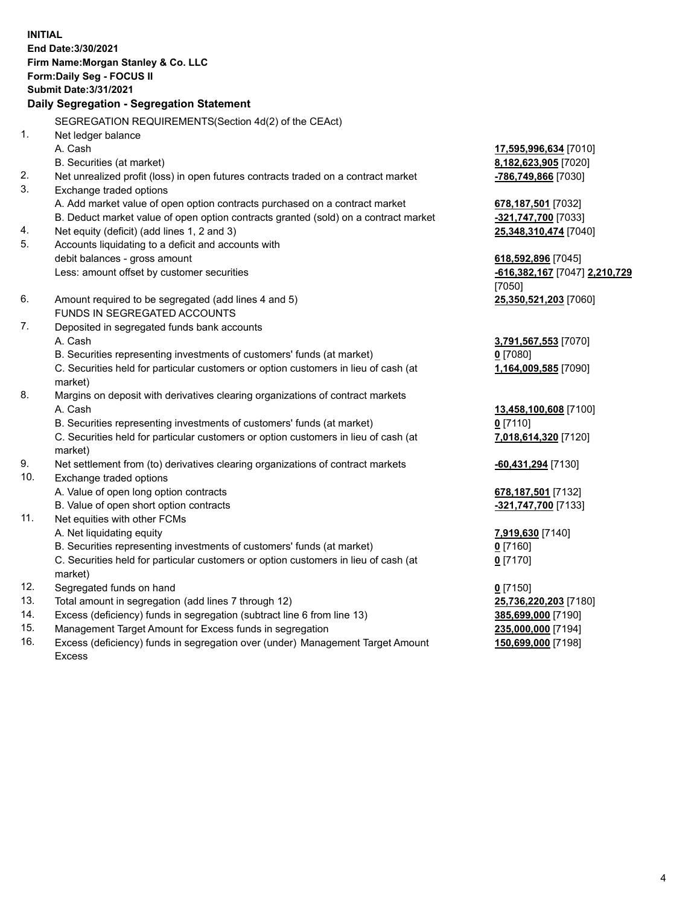**INITIAL**
**End Date:3/30/2021**
**Firm Name:Morgan Stanley & Co. LLC**
**Form:Daily Seg - FOCUS II**
**Submit Date:3/31/2021**

## Daily Segregation - Segregation Statement

SEGREGATION REQUIREMENTS(Section 4d(2) of the CEAct)

| | | |
|---|---|---|
| 1. | Net ledger balance | |
| | A. Cash | **17,595,996,634** [7010] |
| | B. Securities (at market) | **8,182,623,905** [7020] |
| 2. | Net unrealized profit (loss) in open futures contracts traded on a contract market | **-786,749,866** [7030] |
| 3. | Exchange traded options | |
| | A. Add market value of open option contracts purchased on a contract market | **678,187,501** [7032] |
| | B. Deduct market value of open option contracts granted (sold) on a contract market | **-321,747,700** [7033] |
| 4. | Net equity (deficit) (add lines 1, 2 and 3) | **25,348,310,474** [7040] |
| 5. | Accounts liquidating to a deficit and accounts with debit balances - gross amount | **618,592,896** [7045] |
| | Less: amount offset by customer securities | **-616,382,167** [7047] **2,210,729** [7050] |
| 6. | Amount required to be segregated (add lines 4 and 5) | **25,350,521,203** [7060] |
| | FUNDS IN SEGREGATED ACCOUNTS | |
| 7. | Deposited in segregated funds bank accounts | |
| | A. Cash | **3,791,567,553** [7070] |
| | B. Securities representing investments of customers' funds (at market) | **0** [7080] |
| | C. Securities held for particular customers or option customers in lieu of cash (at market) | **1,164,009,585** [7090] |
| 8. | Margins on deposit with derivatives clearing organizations of contract markets | |
| | A. Cash | **13,458,100,608** [7100] |
| | B. Securities representing investments of customers' funds (at market) | **0** [7110] |
| | C. Securities held for particular customers or option customers in lieu of cash (at market) | **7,018,614,320** [7120] |
| 9. | Net settlement from (to) derivatives clearing organizations of contract markets | **-60,431,294** [7130] |
| 10. | Exchange traded options | |
| | A. Value of open long option contracts | **678,187,501** [7132] |
| | B. Value of open short option contracts | **-321,747,700** [7133] |
| 11. | Net equities with other FCMs | |
| | A. Net liquidating equity | **7,919,630** [7140] |
| | B. Securities representing investments of customers' funds (at market) | **0** [7160] |
| | C. Securities held for particular customers or option customers in lieu of cash (at market) | **0** [7170] |
| 12. | Segregated funds on hand | **0** [7150] |
| 13. | Total amount in segregation (add lines 7 through 12) | **25,736,220,203** [7180] |
| 14. | Excess (deficiency) funds in segregation (subtract line 6 from line 13) | **385,699,000** [7190] |
| 15. | Management Target Amount for Excess funds in segregation | **235,000,000** [7194] |
| 16. | Excess (deficiency) funds in segregation over (under) Management Target Amount Excess | **150,699,000** [7198] |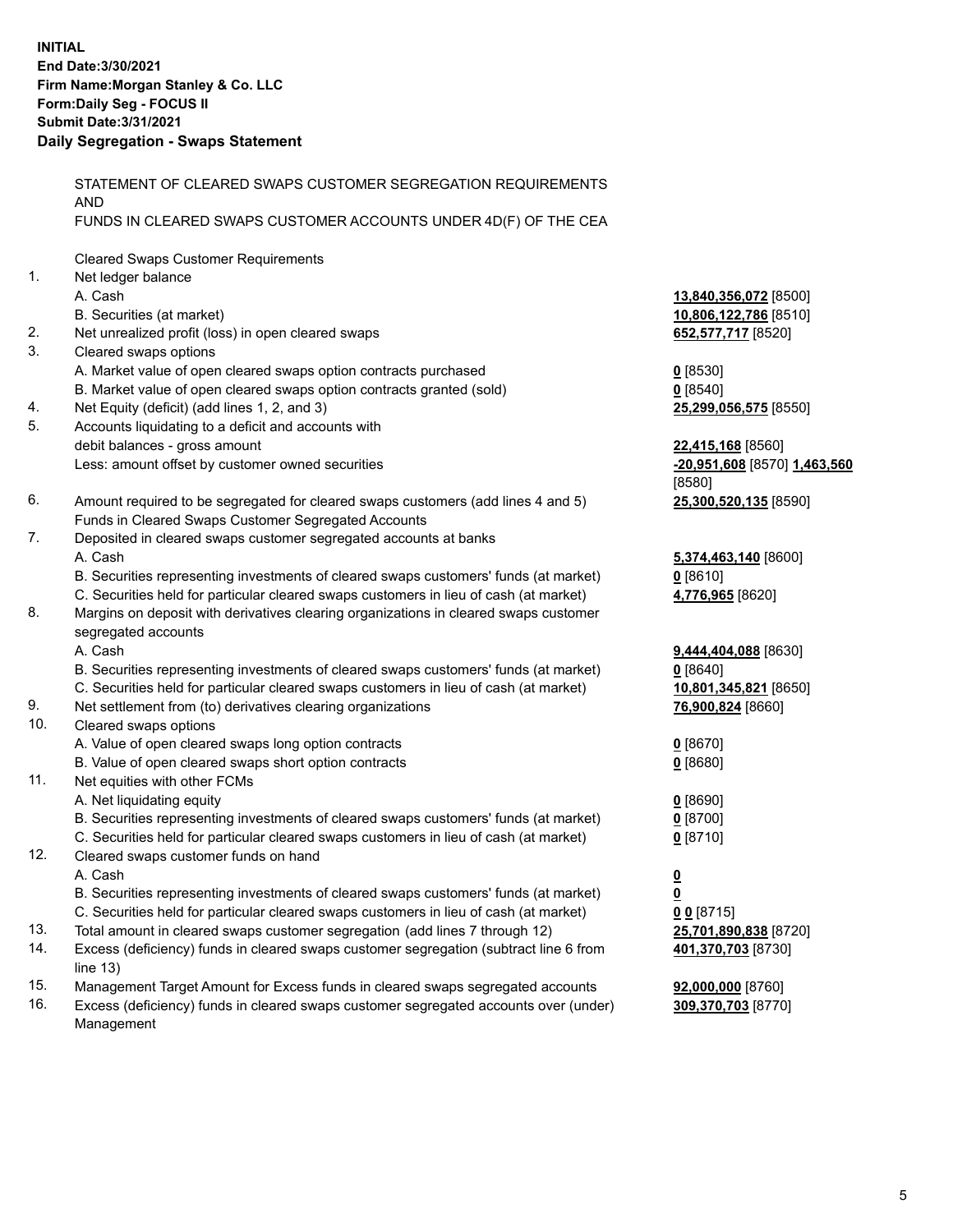**INITIAL**
**End Date:3/30/2021**
**Firm Name:Morgan Stanley & Co. LLC**
**Form:Daily Seg - FOCUS II**
**Submit Date:3/31/2021**
**Daily Segregation - Swaps Statement**

STATEMENT OF CLEARED SWAPS CUSTOMER SEGREGATION REQUIREMENTS AND
FUNDS IN CLEARED SWAPS CUSTOMER ACCOUNTS UNDER 4D(F) OF THE CEA

| | | |
|---|---|---|
| | Cleared Swaps Customer Requirements | |
| 1. | Net ledger balance | |
| | A. Cash | **13,840,356,072** [8500] |
| | B. Securities (at market) | **10,806,122,786** [8510] |
| 2. | Net unrealized profit (loss) in open cleared swaps | **652,577,717** [8520] |
| 3. | Cleared swaps options | |
| | A. Market value of open cleared swaps option contracts purchased | **0** [8530] |
| | B. Market value of open cleared swaps option contracts granted (sold) | **0** [8540] |
| 4. | Net Equity (deficit) (add lines 1, 2, and 3) | **25,299,056,575** [8550] |
| 5. | Accounts liquidating to a deficit and accounts with debit balances - gross amount | **22,415,168** [8560] |
| | Less: amount offset by customer owned securities | **-20,951,608** [8570] **1,463,560** [8580] |
| 6. | Amount required to be segregated for cleared swaps customers (add lines 4 and 5) | **25,300,520,135** [8590] |
| | Funds in Cleared Swaps Customer Segregated Accounts | |
| 7. | Deposited in cleared swaps customer segregated accounts at banks | |
| | A. Cash | **5,374,463,140** [8600] |
| | B. Securities representing investments of cleared swaps customers' funds (at market) | **0** [8610] |
| | C. Securities held for particular cleared swaps customers in lieu of cash (at market) | **4,776,965** [8620] |
| 8. | Margins on deposit with derivatives clearing organizations in cleared swaps customer segregated accounts | |
| | A. Cash | **9,444,404,088** [8630] |
| | B. Securities representing investments of cleared swaps customers' funds (at market) | **0** [8640] |
| | C. Securities held for particular cleared swaps customers in lieu of cash (at market) | **10,801,345,821** [8650] |
| 9. | Net settlement from (to) derivatives clearing organizations | **76,900,824** [8660] |
| 10. | Cleared swaps options | |
| | A. Value of open cleared swaps long option contracts | **0** [8670] |
| | B. Value of open cleared swaps short option contracts | **0** [8680] |
| 11. | Net equities with other FCMs | |
| | A. Net liquidating equity | **0** [8690] |
| | B. Securities representing investments of cleared swaps customers' funds (at market) | **0** [8700] |
| | C. Securities held for particular cleared swaps customers in lieu of cash (at market) | **0** [8710] |
| 12. | Cleared swaps customer funds on hand | |
| | A. Cash | **0** |
| | B. Securities representing investments of cleared swaps customers' funds (at market) | **0** |
| | C. Securities held for particular cleared swaps customers in lieu of cash (at market) | **0** **0** [8715] |
| 13. | Total amount in cleared swaps customer segregation (add lines 7 through 12) | **25,701,890,838** [8720] |
| 14. | Excess (deficiency) funds in cleared swaps customer segregation (subtract line 6 from line 13) | **401,370,703** [8730] |
| 15. | Management Target Amount for Excess funds in cleared swaps segregated accounts | **92,000,000** [8760] |
| 16. | Excess (deficiency) funds in cleared swaps customer segregated accounts over (under) Management | **309,370,703** [8770] |